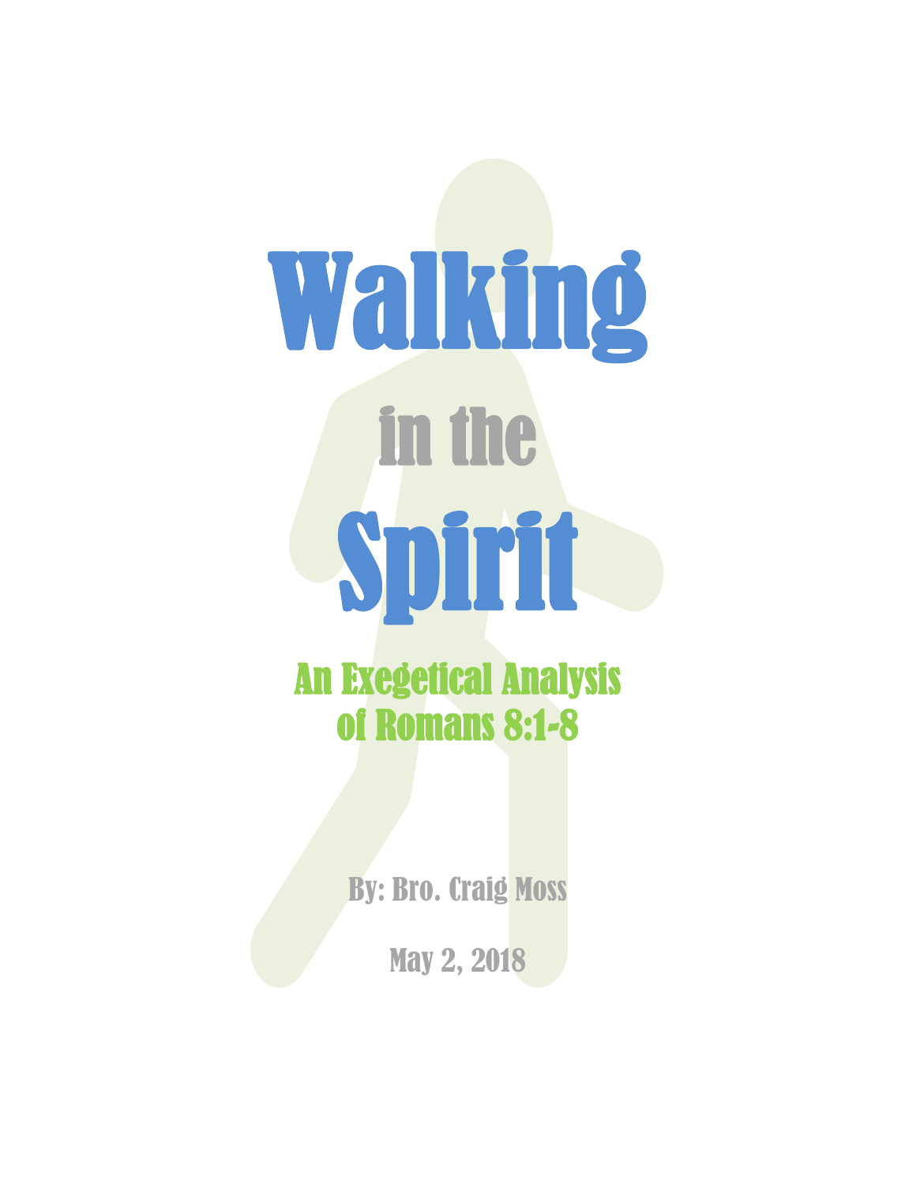# Walking

## in the

# Spirit

### An Exegetical Analysis of Romans 8:1-8

By: Bro. Craig Moss

May 2, 2018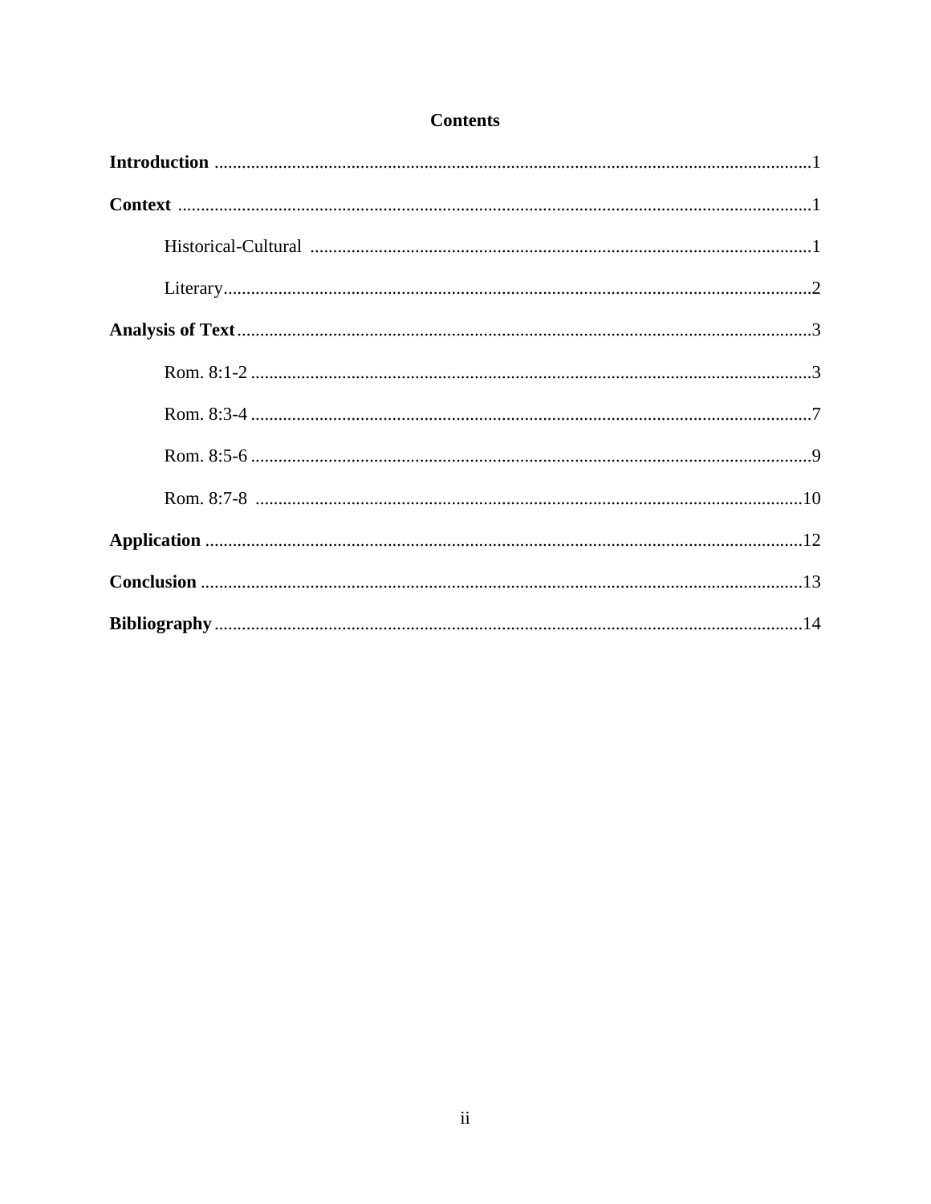# Contents

**Introduction** .................................................................................................................................1

**Context** .........................................................................................................................................1

Historical-Cultural .............................................................................................................1

Literary................................................................................................................................2

**Analysis of Text**............................................................................................................................3

Rom. 8:1-2 ..........................................................................................................................3

Rom. 8:3-4 ..........................................................................................................................7

Rom. 8:5-6 ..........................................................................................................................9

Rom. 8:7-8 ........................................................................................................................10

**Application** .................................................................................................................................12

**Conclusion** ..................................................................................................................................13

**Bibliography** ...............................................................................................................................14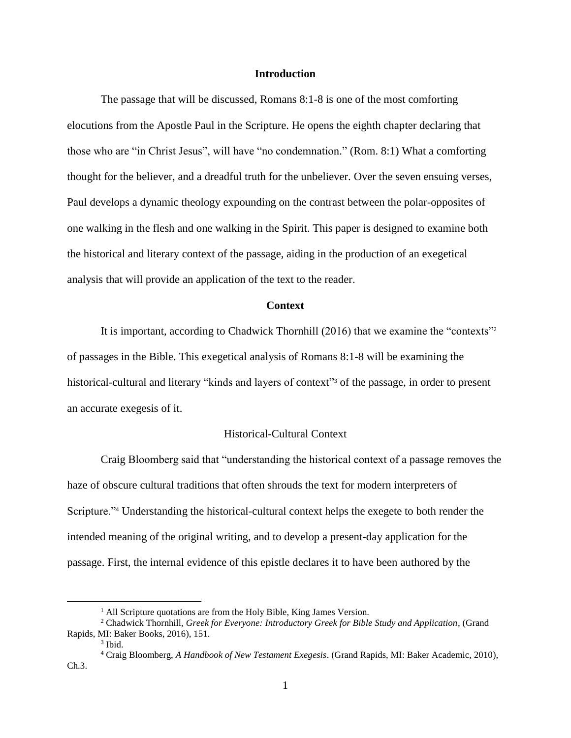## Introduction

The passage that will be discussed, Romans 8:1-8 is one of the most comforting elocutions from the Apostle Paul in the Scripture. He opens the eighth chapter declaring that those who are "in Christ Jesus", will have "no condemnation." (Rom. 8:1) What a comforting thought for the believer, and a dreadful truth for the unbeliever. Over the seven ensuing verses, Paul develops a dynamic theology expounding on the contrast between the polar-opposites of one walking in the flesh and one walking in the Spirit. This paper is designed to examine both the historical and literary context of the passage, aiding in the production of an exegetical analysis that will provide an application of the text to the reader.

## Context

It is important, according to Chadwick Thornhill (2016) that we examine the "contexts"[2] of passages in the Bible. This exegetical analysis of Romans 8:1-8 will be examining the historical-cultural and literary "kinds and layers of context"[3] of the passage, in order to present an accurate exegesis of it.

### Historical-Cultural Context

Craig Bloomberg said that "understanding the historical context of a passage removes the haze of obscure cultural traditions that often shrouds the text for modern interpreters of Scripture."[4] Understanding the historical-cultural context helps the exegete to both render the intended meaning of the original writing, and to develop a present-day application for the passage. First, the internal evidence of this epistle declares it to have been authored by the

---

[1] All Scripture quotations are from the Holy Bible, King James Version.

[2] Chadwick Thornhill, *Greek for Everyone: Introductory Greek for Bible Study and Application*, (Grand Rapids, MI: Baker Books, 2016), 151.

[3] Ibid.

[4] Craig Bloomberg, *A Handbook of New Testament Exegesis*. (Grand Rapids, MI: Baker Academic, 2010), Ch.3.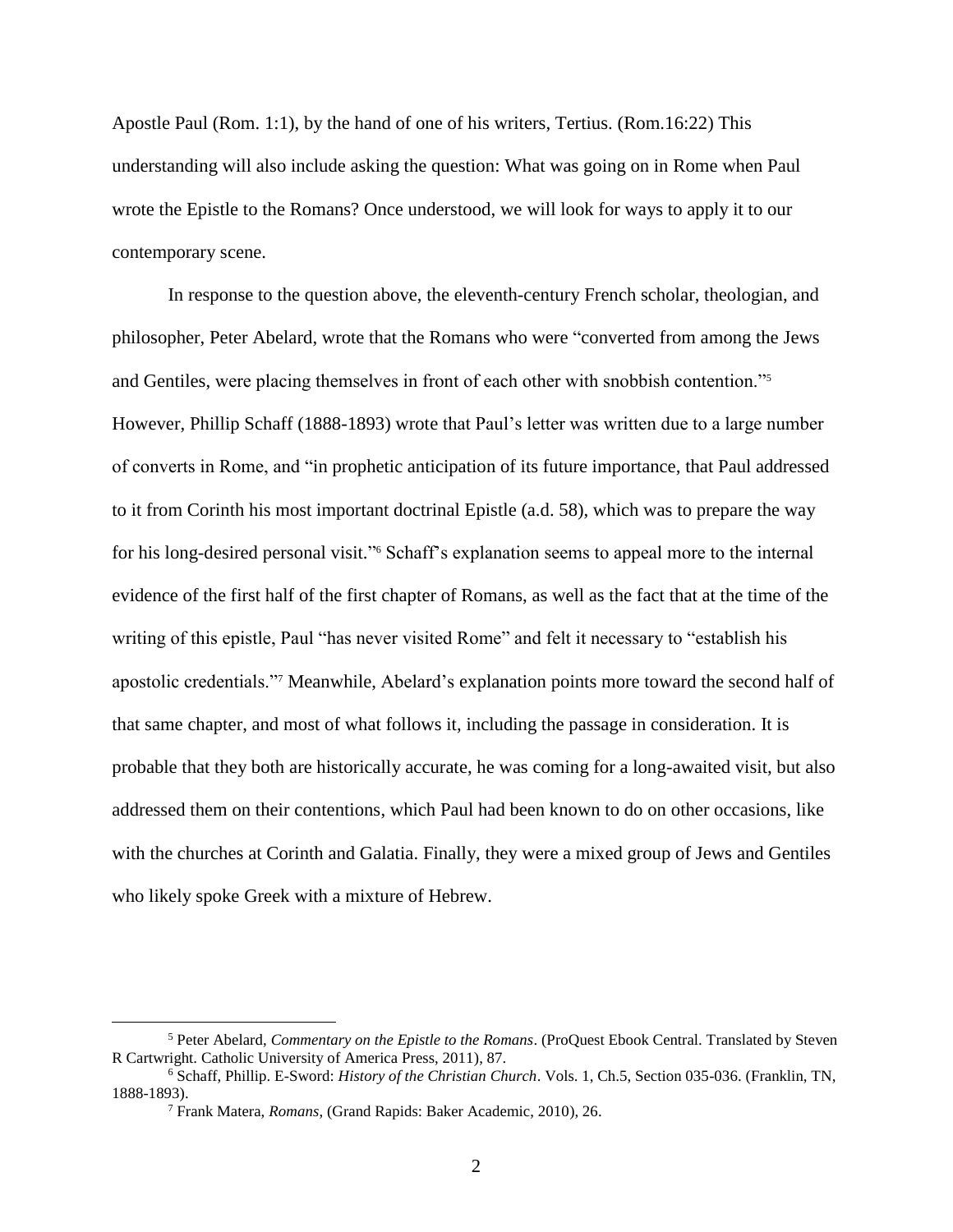Apostle Paul (Rom. 1:1), by the hand of one of his writers, Tertius. (Rom.16:22) This understanding will also include asking the question: What was going on in Rome when Paul wrote the Epistle to the Romans? Once understood, we will look for ways to apply it to our contemporary scene.

In response to the question above, the eleventh-century French scholar, theologian, and philosopher, Peter Abelard, wrote that the Romans who were "converted from among the Jews and Gentiles, were placing themselves in front of each other with snobbish contention."[5] However, Phillip Schaff (1888-1893) wrote that Paul's letter was written due to a large number of converts in Rome, and "in prophetic anticipation of its future importance, that Paul addressed to it from Corinth his most important doctrinal Epistle (a.d. 58), which was to prepare the way for his long-desired personal visit."[6] Schaff's explanation seems to appeal more to the internal evidence of the first half of the first chapter of Romans, as well as the fact that at the time of the writing of this epistle, Paul "has never visited Rome" and felt it necessary to "establish his apostolic credentials."[7] Meanwhile, Abelard's explanation points more toward the second half of that same chapter, and most of what follows it, including the passage in consideration. It is probable that they both are historically accurate, he was coming for a long-awaited visit, but also addressed them on their contentions, which Paul had been known to do on other occasions, like with the churches at Corinth and Galatia. Finally, they were a mixed group of Jews and Gentiles who likely spoke Greek with a mixture of Hebrew.

---

[5] Peter Abelard, *Commentary on the Epistle to the Romans*. (ProQuest Ebook Central. Translated by Steven R Cartwright. Catholic University of America Press, 2011), 87.

[6] Schaff, Phillip. E-Sword: *History of the Christian Church*. Vols. 1, Ch.5, Section 035-036. (Franklin, TN, 1888-1893).

[7] Frank Matera, *Romans*, (Grand Rapids: Baker Academic, 2010), 26.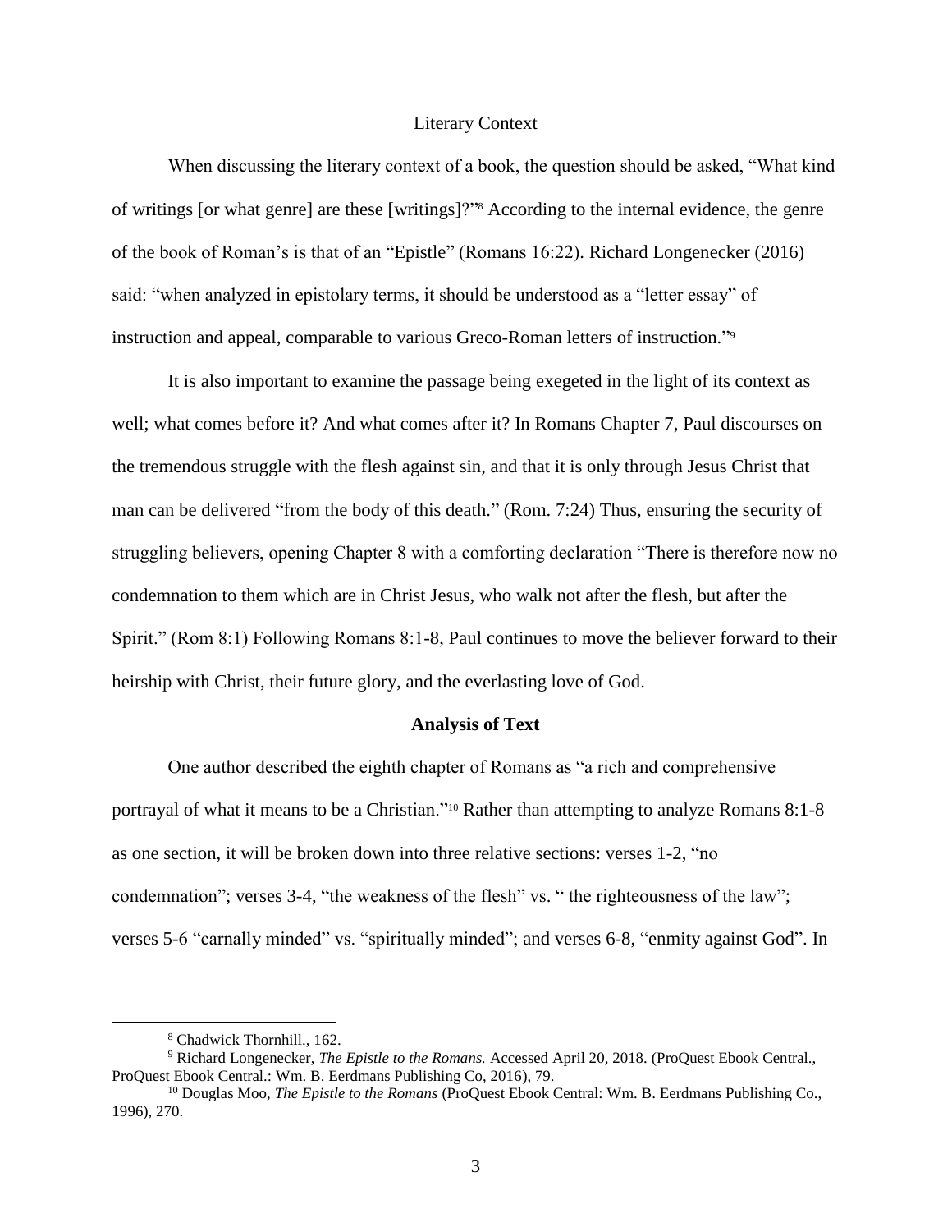## Literary Context

When discussing the literary context of a book, the question should be asked, "What kind of writings [or what genre] are these [writings]?"[8] According to the internal evidence, the genre of the book of Roman's is that of an "Epistle" (Romans 16:22). Richard Longenecker (2016) said: "when analyzed in epistolary terms, it should be understood as a "letter essay" of instruction and appeal, comparable to various Greco-Roman letters of instruction."[9]

It is also important to examine the passage being exegeted in the light of its context as well; what comes before it? And what comes after it? In Romans Chapter 7, Paul discourses on the tremendous struggle with the flesh against sin, and that it is only through Jesus Christ that man can be delivered "from the body of this death." (Rom. 7:24) Thus, ensuring the security of struggling believers, opening Chapter 8 with a comforting declaration "There is therefore now no condemnation to them which are in Christ Jesus, who walk not after the flesh, but after the Spirit." (Rom 8:1) Following Romans 8:1-8, Paul continues to move the believer forward to their heirship with Christ, their future glory, and the everlasting love of God.

## **Analysis of Text**

One author described the eighth chapter of Romans as "a rich and comprehensive portrayal of what it means to be a Christian."[10] Rather than attempting to analyze Romans 8:1-8 as one section, it will be broken down into three relative sections: verses 1-2, "no condemnation"; verses 3-4, "the weakness of the flesh" vs. " the righteousness of the law"; verses 5-6 "carnally minded" vs. "spiritually minded"; and verses 6-8, "enmity against God". In

---

[8] Chadwick Thornhill., 162.

[9] Richard Longenecker, *The Epistle to the Romans.* Accessed April 20, 2018. (ProQuest Ebook Central., ProQuest Ebook Central.: Wm. B. Eerdmans Publishing Co, 2016), 79.

[10] Douglas Moo, *The Epistle to the Romans* (ProQuest Ebook Central: Wm. B. Eerdmans Publishing Co., 1996), 270.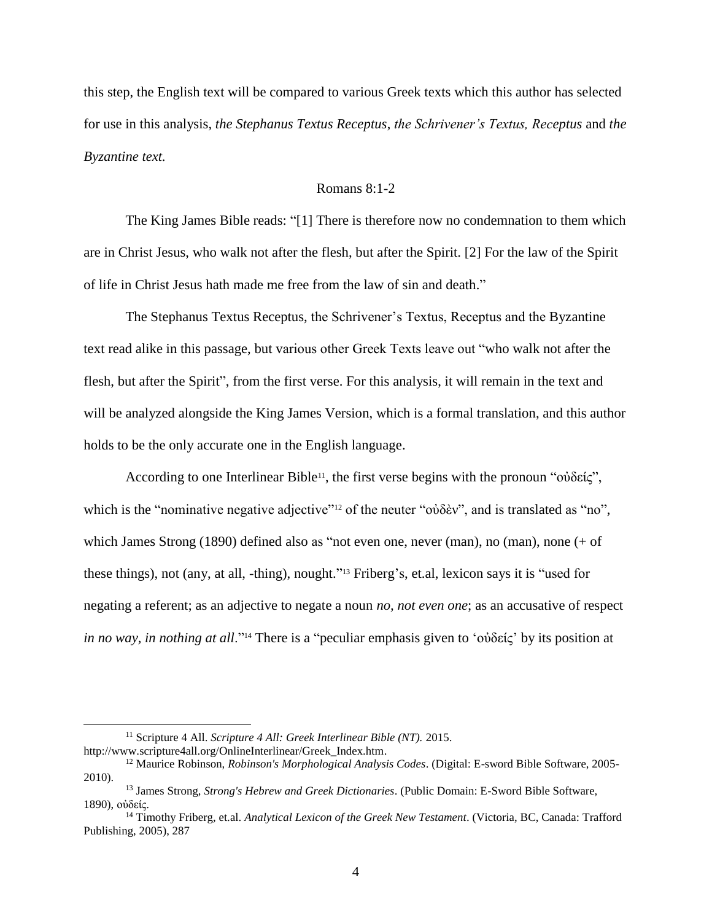this step, the English text will be compared to various Greek texts which this author has selected for use in this analysis, *the Stephanus Textus Receptus*, *the Schrivener's Textus, Receptus* and *the Byzantine text.*

Romans 8:1-2

The King James Bible reads: "[1] There is therefore now no condemnation to them which are in Christ Jesus, who walk not after the flesh, but after the Spirit. [2] For the law of the Spirit of life in Christ Jesus hath made me free from the law of sin and death."

The Stephanus Textus Receptus, the Schrivener's Textus, Receptus and the Byzantine text read alike in this passage, but various other Greek Texts leave out "who walk not after the flesh, but after the Spirit", from the first verse. For this analysis, it will remain in the text and will be analyzed alongside the King James Version, which is a formal translation, and this author holds to be the only accurate one in the English language.

According to one Interlinear Bible[11], the first verse begins with the pronoun "οὐδείς", which is the "nominative negative adjective"[12] of the neuter "οὐδὲν", and is translated as "no", which James Strong (1890) defined also as "not even one, never (man), no (man), none (+ of these things), not (any, at all, -thing), nought."[13] Friberg's, et.al, lexicon says it is "used for negating a referent; as an adjective to negate a noun *no, not even one*; as an accusative of respect *in no way, in nothing at all*."[14] There is a "peculiar emphasis given to 'οὐδείς' by its position at

---

[11] Scripture 4 All. *Scripture 4 All: Greek Interlinear Bible (NT).* 2015. http://www.scripture4all.org/OnlineInterlinear/Greek_Index.htm.

[12] Maurice Robinson, *Robinson's Morphological Analysis Codes*. (Digital: E-sword Bible Software, 2005-2010).

[13] James Strong, *Strong's Hebrew and Greek Dictionaries*. (Public Domain: E-Sword Bible Software, 1890), οὐδείς.

[14] Timothy Friberg, et.al. *Analytical Lexicon of the Greek New Testament*. (Victoria, BC, Canada: Trafford Publishing, 2005), 287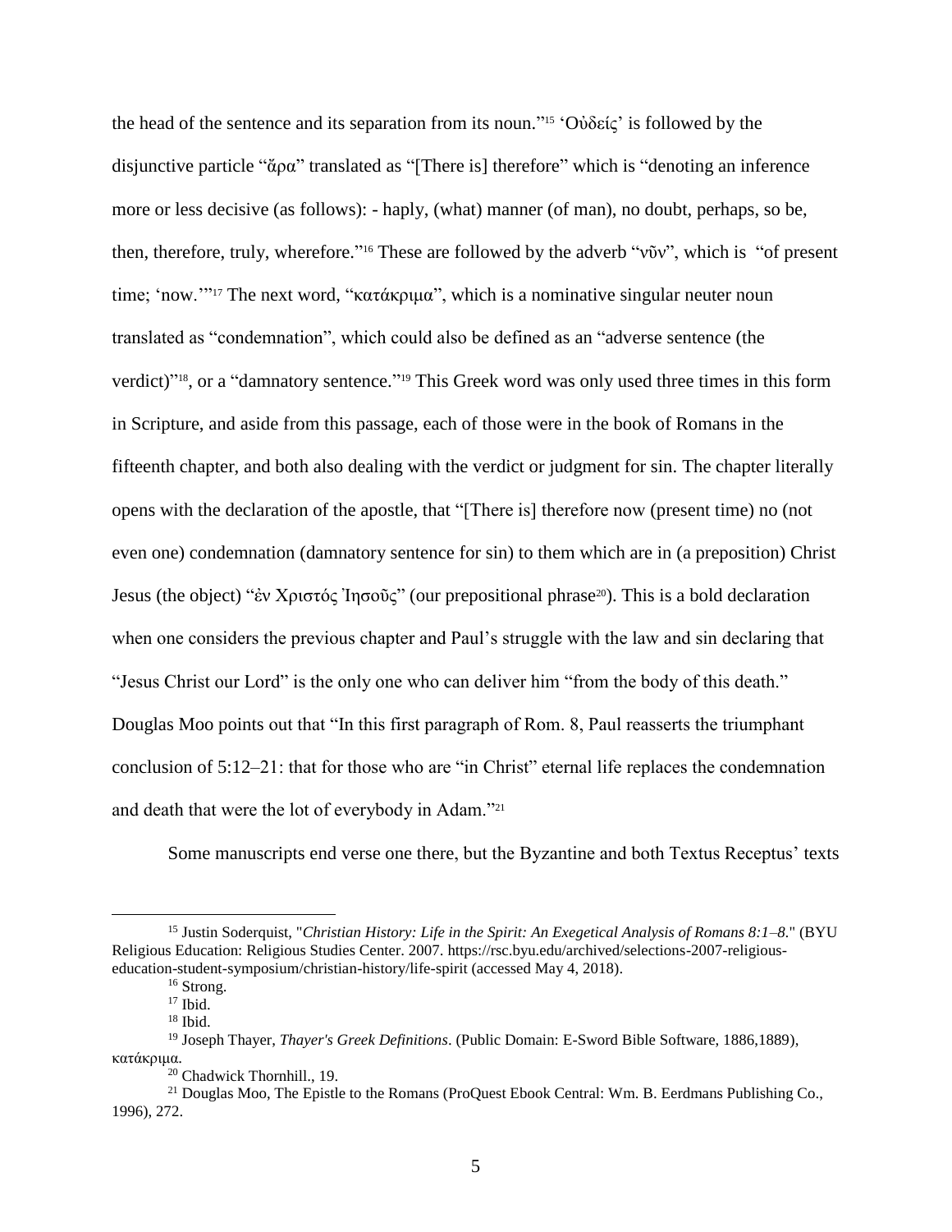the head of the sentence and its separation from its noun."[15] 'Οὐδείς' is followed by the disjunctive particle "ἄρα" translated as "[There is] therefore" which is "denoting an inference more or less decisive (as follows): - haply, (what) manner (of man), no doubt, perhaps, so be, then, therefore, truly, wherefore."[16] These are followed by the adverb "νῦν", which is "of present time; 'now.'"[17] The next word, "κατάκριμα", which is a nominative singular neuter noun translated as "condemnation", which could also be defined as an "adverse sentence (the verdict)"[18], or a "damnatory sentence."[19] This Greek word was only used three times in this form in Scripture, and aside from this passage, each of those were in the book of Romans in the fifteenth chapter, and both also dealing with the verdict or judgment for sin. The chapter literally opens with the declaration of the apostle, that "[There is] therefore now (present time) no (not even one) condemnation (damnatory sentence for sin) to them which are in (a preposition) Christ Jesus (the object) "ἐν Χριστός Ἰησοῦς" (our prepositional phrase[20]). This is a bold declaration when one considers the previous chapter and Paul's struggle with the law and sin declaring that "Jesus Christ our Lord" is the only one who can deliver him "from the body of this death." Douglas Moo points out that "In this first paragraph of Rom. 8, Paul reasserts the triumphant conclusion of 5:12–21: that for those who are "in Christ" eternal life replaces the condemnation and death that were the lot of everybody in Adam."[21]

Some manuscripts end verse one there, but the Byzantine and both Textus Receptus' texts

---

[15] Justin Soderquist, "*Christian History: Life in the Spirit: An Exegetical Analysis of Romans 8:1–8*." (BYU Religious Education: Religious Studies Center. 2007. https://rsc.byu.edu/archived/selections-2007-religious-education-student-symposium/christian-history/life-spirit (accessed May 4, 2018).

[16] Strong.

[17] Ibid.

[18] Ibid.

[19] Joseph Thayer, *Thayer's Greek Definitions*. (Public Domain: E-Sword Bible Software, 1886,1889), κατάκριμα.

[20] Chadwick Thornhill., 19.

[21] Douglas Moo, The Epistle to the Romans (ProQuest Ebook Central: Wm. B. Eerdmans Publishing Co., 1996), 272.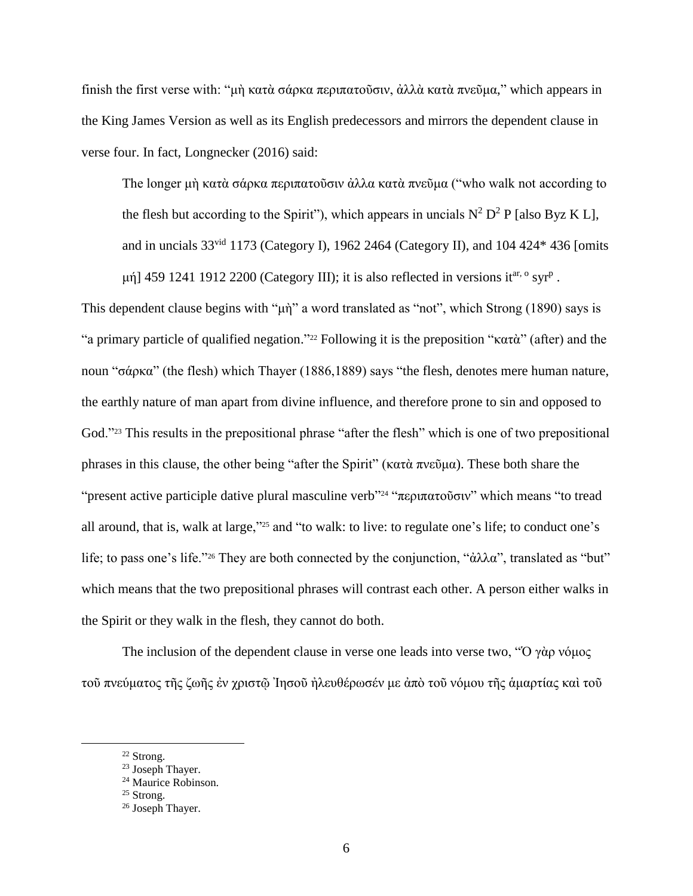finish the first verse with: "μὴ κατὰ σάρκα περιπατοῦσιν, ἀλλὰ κατὰ πνεῦμα," which appears in the King James Version as well as its English predecessors and mirrors the dependent clause in verse four. In fact, Longnecker (2016) said:

> The longer μὴ κατὰ σάρκα περιπατοῦσιν ἀλλα κατὰ πνεῦμα ("who walk not according to the flesh but according to the Spirit"), which appears in uncials $N^2$ $D^2$ P [also Byz K L], and in uncials $33^{vid}$ 1173 (Category I), 1962 2464 (Category II), and 104 424* 436 [omits μή] 459 1241 1912 2200 (Category III); it is also reflected in versions $it^{ar, o}$ $syr^p$ .

This dependent clause begins with "μὴ" a word translated as "not", which Strong (1890) says is "a primary particle of qualified negation."[22] Following it is the preposition "κατὰ" (after) and the noun "σάρκα" (the flesh) which Thayer (1886,1889) says "the flesh, denotes mere human nature, the earthly nature of man apart from divine influence, and therefore prone to sin and opposed to God."[23] This results in the prepositional phrase "after the flesh" which is one of two prepositional phrases in this clause, the other being "after the Spirit" (κατὰ πνεῦμα). These both share the "present active participle dative plural masculine verb"[24] "περιπατοῦσιν" which means "to tread all around, that is, walk at large,"[25] and "to walk: to live: to regulate one's life; to conduct one's life; to pass one's life."[26] They are both connected by the conjunction, "ἀλλα", translated as "but" which means that the two prepositional phrases will contrast each other. A person either walks in the Spirit or they walk in the flesh, they cannot do both.

The inclusion of the dependent clause in verse one leads into verse two, "Ὁ γὰρ νόμος τοῦ πνεύματος τῆς ζωῆς ἐν χριστῷ Ἰησοῦ ἠλευθέρωσέν με ἀπὸ τοῦ νόμου τῆς ἁμαρτίας καὶ τοῦ

---

[22] Strong.

[23] Joseph Thayer.

[24] Maurice Robinson.

[25] Strong.

[26] Joseph Thayer.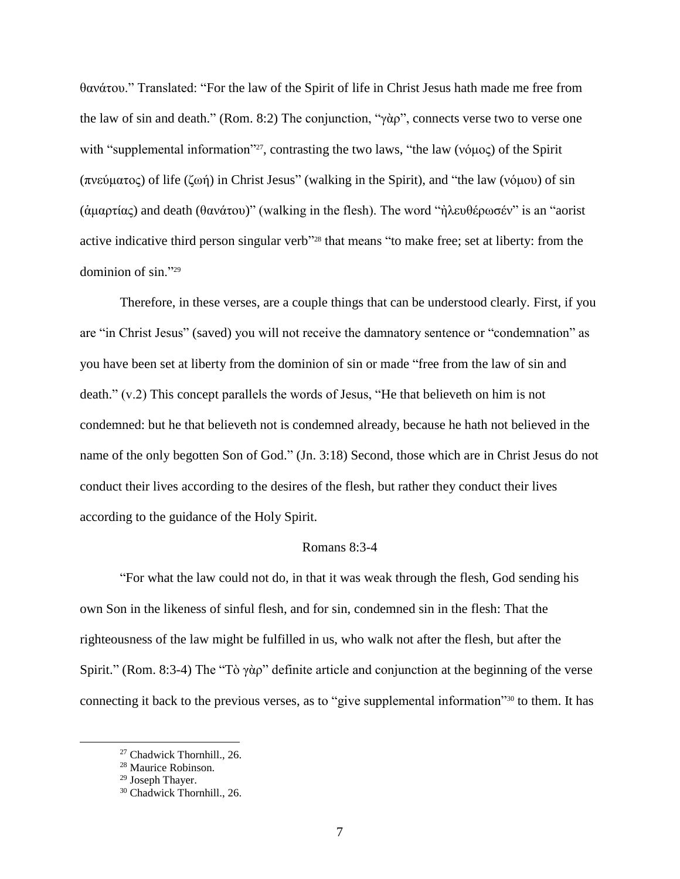θανάτου." Translated: "For the law of the Spirit of life in Christ Jesus hath made me free from the law of sin and death." (Rom. 8:2) The conjunction, "γὰρ", connects verse two to verse one with "supplemental information"[27], contrasting the two laws, "the law (νόμος) of the Spirit (πνεύματος) of life (ζωή) in Christ Jesus" (walking in the Spirit), and "the law (νόμου) of sin (ἁμαρτίας) and death (θανάτου)" (walking in the flesh). The word "ἠλευθέρωσέν" is an "aorist active indicative third person singular verb"[28] that means "to make free; set at liberty: from the dominion of sin."[29]

Therefore, in these verses, are a couple things that can be understood clearly. First, if you are "in Christ Jesus" (saved) you will not receive the damnatory sentence or "condemnation" as you have been set at liberty from the dominion of sin or made "free from the law of sin and death." (v.2) This concept parallels the words of Jesus, "He that believeth on him is not condemned: but he that believeth not is condemned already, because he hath not believed in the name of the only begotten Son of God." (Jn. 3:18) Second, those which are in Christ Jesus do not conduct their lives according to the desires of the flesh, but rather they conduct their lives according to the guidance of the Holy Spirit.

## Romans 8:3-4

"For what the law could not do, in that it was weak through the flesh, God sending his own Son in the likeness of sinful flesh, and for sin, condemned sin in the flesh: That the righteousness of the law might be fulfilled in us, who walk not after the flesh, but after the Spirit." (Rom. 8:3-4) The "Τὸ γὰρ" definite article and conjunction at the beginning of the verse connecting it back to the previous verses, as to "give supplemental information"[30] to them. It has

---

[27] Chadwick Thornhill., 26.

[28] Maurice Robinson.

[29] Joseph Thayer.

[30] Chadwick Thornhill., 26.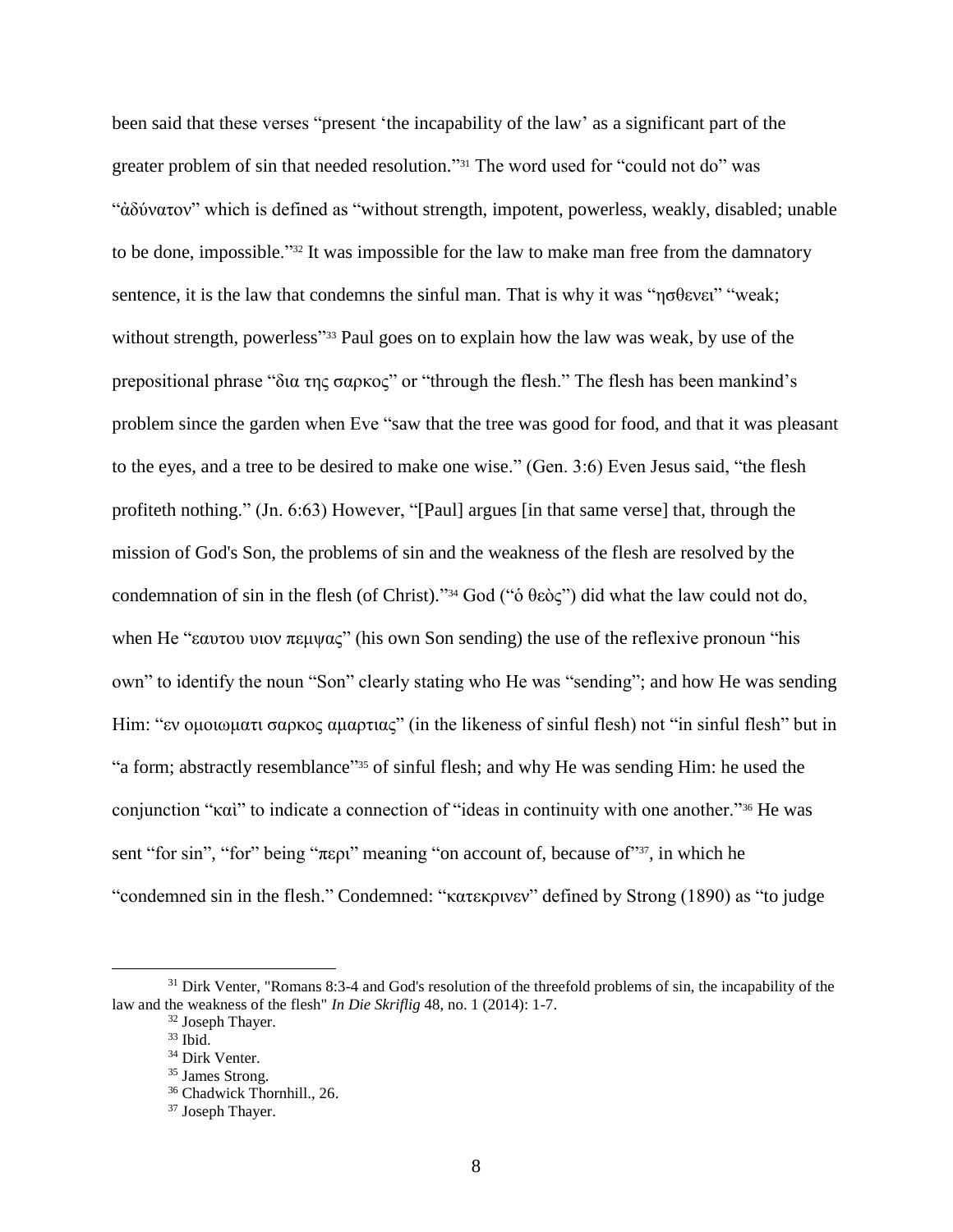been said that these verses "present 'the incapability of the law' as a significant part of the greater problem of sin that needed resolution."[31] The word used for "could not do" was "ἀδύνατον" which is defined as "without strength, impotent, powerless, weakly, disabled; unable to be done, impossible."[32] It was impossible for the law to make man free from the damnatory sentence, it is the law that condemns the sinful man. That is why it was "ησθενει" "weak; without strength, powerless"[33] Paul goes on to explain how the law was weak, by use of the prepositional phrase "δια της σαρκος" or "through the flesh." The flesh has been mankind's problem since the garden when Eve "saw that the tree was good for food, and that it was pleasant to the eyes, and a tree to be desired to make one wise." (Gen. 3:6) Even Jesus said, "the flesh profiteth nothing." (Jn. 6:63) However, "[Paul] argues [in that same verse] that, through the mission of God's Son, the problems of sin and the weakness of the flesh are resolved by the condemnation of sin in the flesh (of Christ)."[34] God ("ὁ θεὸς") did what the law could not do, when He "εαυτου υιον πεμψας" (his own Son sending) the use of the reflexive pronoun "his own" to identify the noun "Son" clearly stating who He was "sending"; and how He was sending Him: "εν ομοιωματι σαρκος αμαρτιας" (in the likeness of sinful flesh) not "in sinful flesh" but in "a form; abstractly resemblance"[35] of sinful flesh; and why He was sending Him: he used the conjunction "καὶ" to indicate a connection of "ideas in continuity with one another."[36] He was sent "for sin", "for" being "περι" meaning "on account of, because of"[37], in which he "condemned sin in the flesh." Condemned: "κατεκρινεν" defined by Strong (1890) as "to judge

---

[31] Dirk Venter, "Romans 8:3-4 and God's resolution of the threefold problems of sin, the incapability of the law and the weakness of the flesh" *In Die Skriflig* 48, no. 1 (2014): 1-7.

[32] Joseph Thayer.

[33] Ibid.

[34] Dirk Venter.

[35] James Strong.

[36] Chadwick Thornhill., 26.

[37] Joseph Thayer.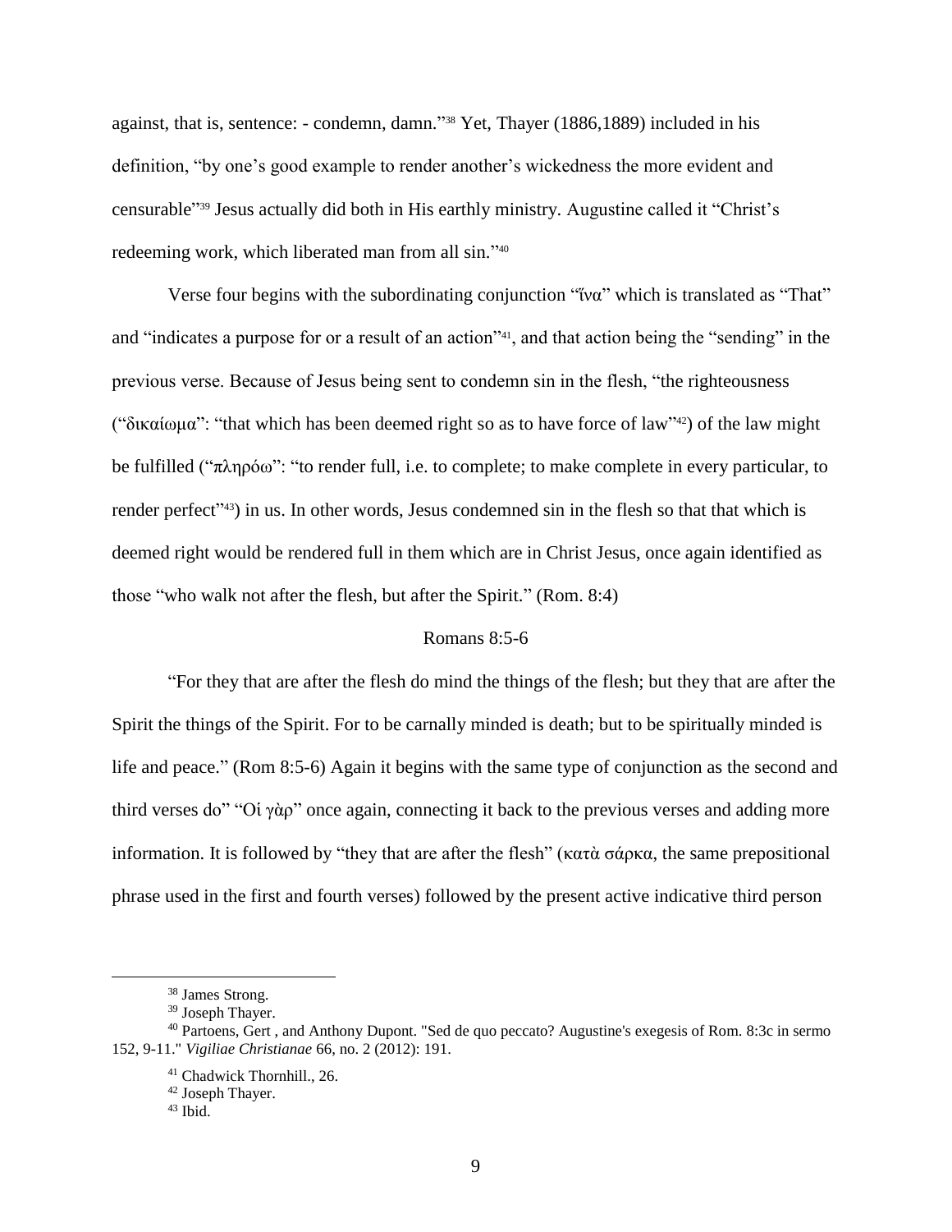against, that is, sentence: - condemn, damn."[38] Yet, Thayer (1886,1889) included in his definition, "by one's good example to render another's wickedness the more evident and censurable"[39] Jesus actually did both in His earthly ministry. Augustine called it "Christ's redeeming work, which liberated man from all sin."[40]

Verse four begins with the subordinating conjunction "ἵνα" which is translated as "That" and "indicates a purpose for or a result of an action"[41], and that action being the "sending" in the previous verse. Because of Jesus being sent to condemn sin in the flesh, "the righteousness ("δικαίωμα": "that which has been deemed right so as to have force of law"[42]) of the law might be fulfilled ("πληρόω": "to render full, i.e. to complete; to make complete in every particular, to render perfect"[43]) in us. In other words, Jesus condemned sin in the flesh so that that which is deemed right would be rendered full in them which are in Christ Jesus, once again identified as those "who walk not after the flesh, but after the Spirit." (Rom. 8:4)

## Romans 8:5-6

"For they that are after the flesh do mind the things of the flesh; but they that are after the Spirit the things of the Spirit. For to be carnally minded is death; but to be spiritually minded is life and peace." (Rom 8:5-6) Again it begins with the same type of conjunction as the second and third verses do" "Οἱ γὰρ" once again, connecting it back to the previous verses and adding more information. It is followed by "they that are after the flesh" (κατὰ σάρκα, the same prepositional phrase used in the first and fourth verses) followed by the present active indicative third person

---

[38] James Strong.

[39] Joseph Thayer.

[40] Partoens, Gert , and Anthony Dupont. "Sed de quo peccato? Augustine's exegesis of Rom. 8:3c in sermo 152, 9-11." *Vigiliae Christianae* 66, no. 2 (2012): 191.

[41] Chadwick Thornhill., 26.

[42] Joseph Thayer.

[43] Ibid.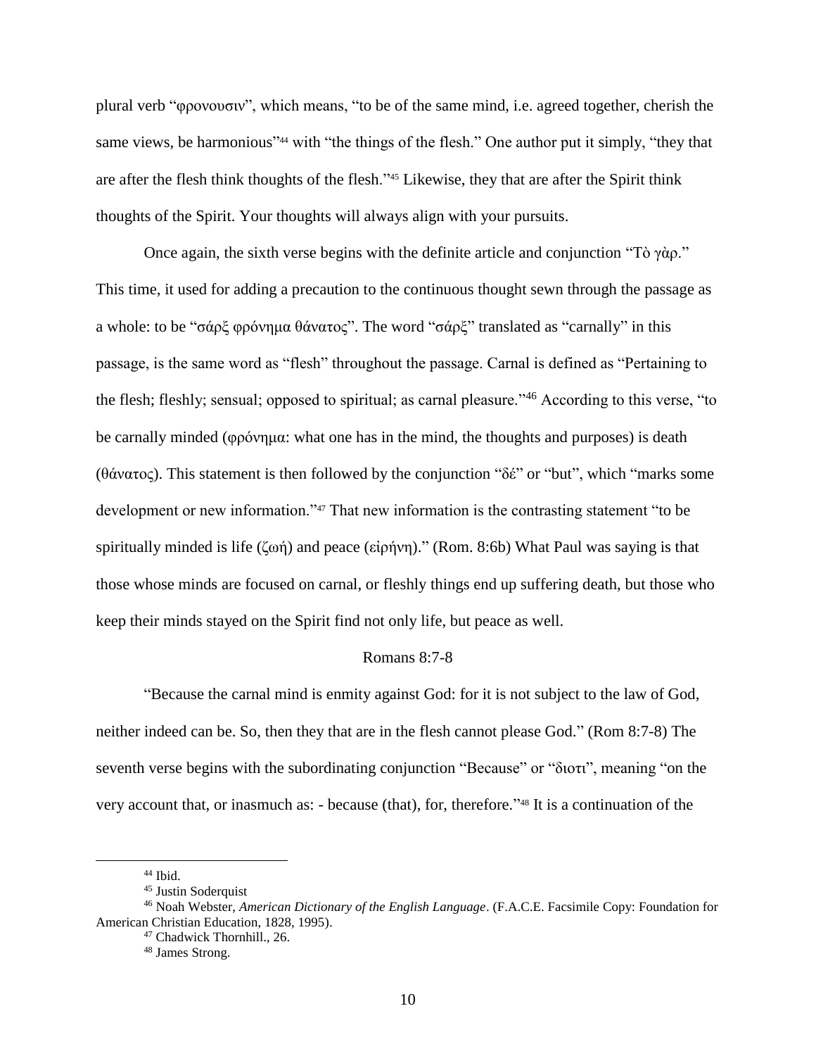plural verb "φρονουσιν", which means, "to be of the same mind, i.e. agreed together, cherish the same views, be harmonious"[44] with "the things of the flesh." One author put it simply, "they that are after the flesh think thoughts of the flesh."[45] Likewise, they that are after the Spirit think thoughts of the Spirit. Your thoughts will always align with your pursuits.

Once again, the sixth verse begins with the definite article and conjunction "Τὸ γὰρ." This time, it used for adding a precaution to the continuous thought sewn through the passage as a whole: to be "σάρξ φρόνημα θάνατος". The word "σάρξ" translated as "carnally" in this passage, is the same word as "flesh" throughout the passage. Carnal is defined as "Pertaining to the flesh; fleshly; sensual; opposed to spiritual; as carnal pleasure."[46] According to this verse, "to be carnally minded (φρόνημα: what one has in the mind, the thoughts and purposes) is death (θάνατος). This statement is then followed by the conjunction "δέ" or "but", which "marks some development or new information."[47] That new information is the contrasting statement "to be spiritually minded is life (ζωή) and peace (εἰρήνη)." (Rom. 8:6b) What Paul was saying is that those whose minds are focused on carnal, or fleshly things end up suffering death, but those who keep their minds stayed on the Spirit find not only life, but peace as well.

### Romans 8:7-8

"Because the carnal mind is enmity against God: for it is not subject to the law of God, neither indeed can be. So, then they that are in the flesh cannot please God." (Rom 8:7-8) The seventh verse begins with the subordinating conjunction "Because" or "διοτι", meaning "on the very account that, or inasmuch as: - because (that), for, therefore."[48] It is a continuation of the

---

[44] Ibid.

[45] Justin Soderquist

[46] Noah Webster, *American Dictionary of the English Language*. (F.A.C.E. Facsimile Copy: Foundation for American Christian Education, 1828, 1995).

[47] Chadwick Thornhill., 26.

[48] James Strong.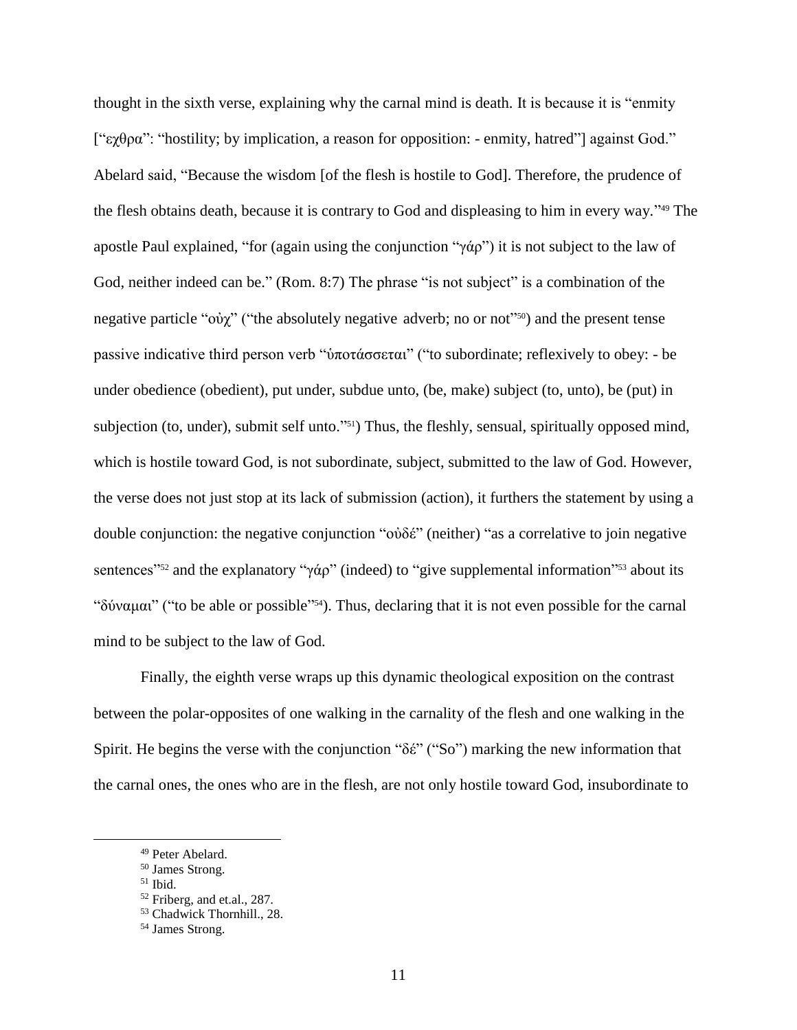thought in the sixth verse, explaining why the carnal mind is death. It is because it is "enmity ["εχθρα": "hostility; by implication, a reason for opposition: - enmity, hatred"] against God." Abelard said, "Because the wisdom [of the flesh is hostile to God]. Therefore, the prudence of the flesh obtains death, because it is contrary to God and displeasing to him in every way."[49] The apostle Paul explained, "for (again using the conjunction "γάρ") it is not subject to the law of God, neither indeed can be." (Rom. 8:7) The phrase "is not subject" is a combination of the negative particle "οὐχ" ("the absolutely negative adverb; no or not"[50]) and the present tense passive indicative third person verb "ὑποτάσσεται" ("to subordinate; reflexively to obey: - be under obedience (obedient), put under, subdue unto, (be, make) subject (to, unto), be (put) in subjection (to, under), submit self unto."[51]) Thus, the fleshly, sensual, spiritually opposed mind, which is hostile toward God, is not subordinate, subject, submitted to the law of God. However, the verse does not just stop at its lack of submission (action), it furthers the statement by using a double conjunction: the negative conjunction "οὐδέ" (neither) "as a correlative to join negative sentences"[52] and the explanatory "γάρ" (indeed) to "give supplemental information"[53] about its "δύναμαι" ("to be able or possible"[54]). Thus, declaring that it is not even possible for the carnal mind to be subject to the law of God.

Finally, the eighth verse wraps up this dynamic theological exposition on the contrast between the polar-opposites of one walking in the carnality of the flesh and one walking in the Spirit. He begins the verse with the conjunction "δέ" ("So") marking the new information that the carnal ones, the ones who are in the flesh, are not only hostile toward God, insubordinate to

[49] Peter Abelard.

[50] James Strong.

[51] Ibid.

[52] Friberg, and et.al., 287.

[53] Chadwick Thornhill., 28.

[54] James Strong.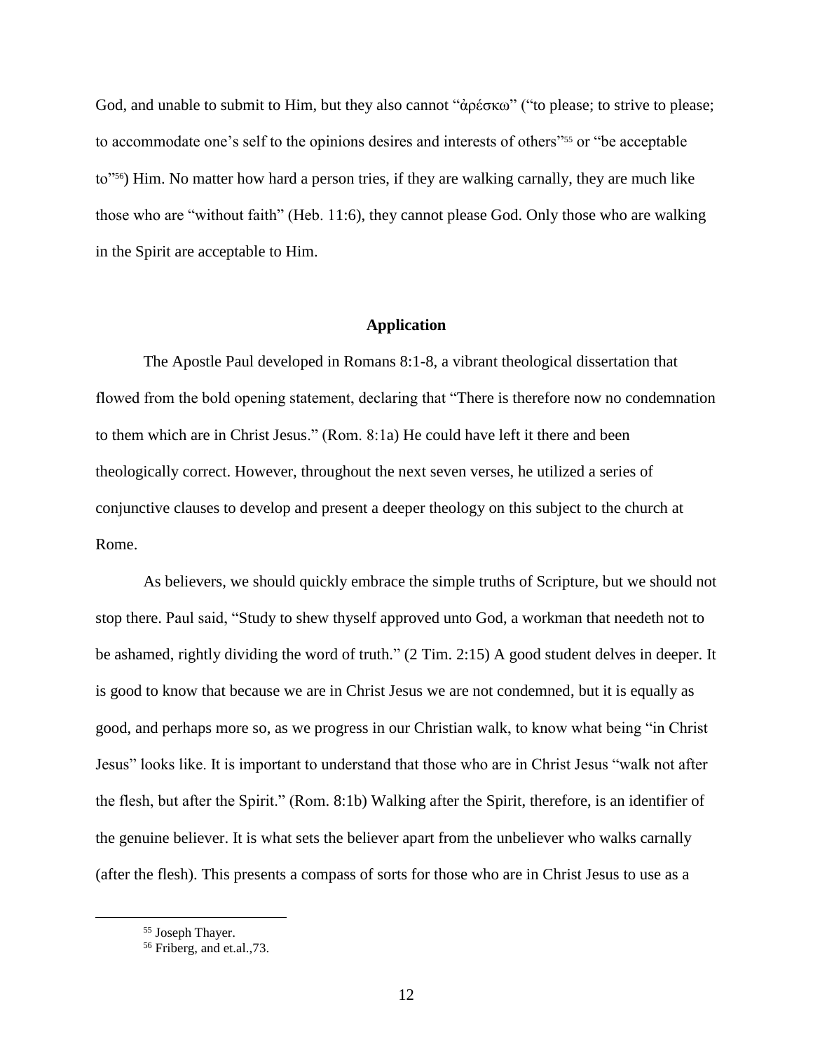God, and unable to submit to Him, but they also cannot "ἀρέσκω" ("to please; to strive to please; to accommodate one's self to the opinions desires and interests of others"[55] or "be acceptable to"[56]) Him. No matter how hard a person tries, if they are walking carnally, they are much like those who are "without faith" (Heb. 11:6), they cannot please God. Only those who are walking in the Spirit are acceptable to Him.

## Application

The Apostle Paul developed in Romans 8:1-8, a vibrant theological dissertation that flowed from the bold opening statement, declaring that "There is therefore now no condemnation to them which are in Christ Jesus." (Rom. 8:1a) He could have left it there and been theologically correct. However, throughout the next seven verses, he utilized a series of conjunctive clauses to develop and present a deeper theology on this subject to the church at Rome.

As believers, we should quickly embrace the simple truths of Scripture, but we should not stop there. Paul said, "Study to shew thyself approved unto God, a workman that needeth not to be ashamed, rightly dividing the word of truth." (2 Tim. 2:15) A good student delves in deeper. It is good to know that because we are in Christ Jesus we are not condemned, but it is equally as good, and perhaps more so, as we progress in our Christian walk, to know what being "in Christ Jesus" looks like. It is important to understand that those who are in Christ Jesus "walk not after the flesh, but after the Spirit." (Rom. 8:1b) Walking after the Spirit, therefore, is an identifier of the genuine believer. It is what sets the believer apart from the unbeliever who walks carnally (after the flesh). This presents a compass of sorts for those who are in Christ Jesus to use as a

---

[55] Joseph Thayer.

[56] Friberg, and et.al.,73.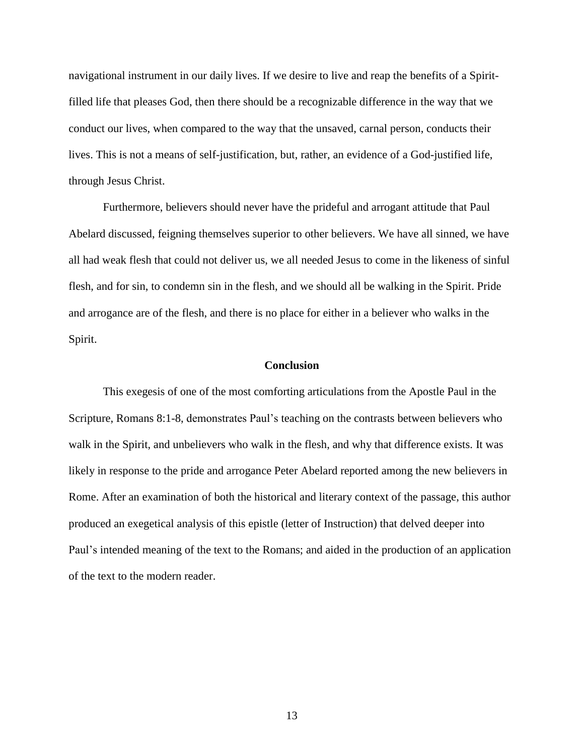navigational instrument in our daily lives. If we desire to live and reap the benefits of a Spirit-filled life that pleases God, then there should be a recognizable difference in the way that we conduct our lives, when compared to the way that the unsaved, carnal person, conducts their lives. This is not a means of self-justification, but, rather, an evidence of a God-justified life, through Jesus Christ.

Furthermore, believers should never have the prideful and arrogant attitude that Paul Abelard discussed, feigning themselves superior to other believers. We have all sinned, we have all had weak flesh that could not deliver us, we all needed Jesus to come in the likeness of sinful flesh, and for sin, to condemn sin in the flesh, and we should all be walking in the Spirit. Pride and arrogance are of the flesh, and there is no place for either in a believer who walks in the Spirit.

## Conclusion

This exegesis of one of the most comforting articulations from the Apostle Paul in the Scripture, Romans 8:1-8, demonstrates Paul's teaching on the contrasts between believers who walk in the Spirit, and unbelievers who walk in the flesh, and why that difference exists. It was likely in response to the pride and arrogance Peter Abelard reported among the new believers in Rome. After an examination of both the historical and literary context of the passage, this author produced an exegetical analysis of this epistle (letter of Instruction) that delved deeper into Paul's intended meaning of the text to the Romans; and aided in the production of an application of the text to the modern reader.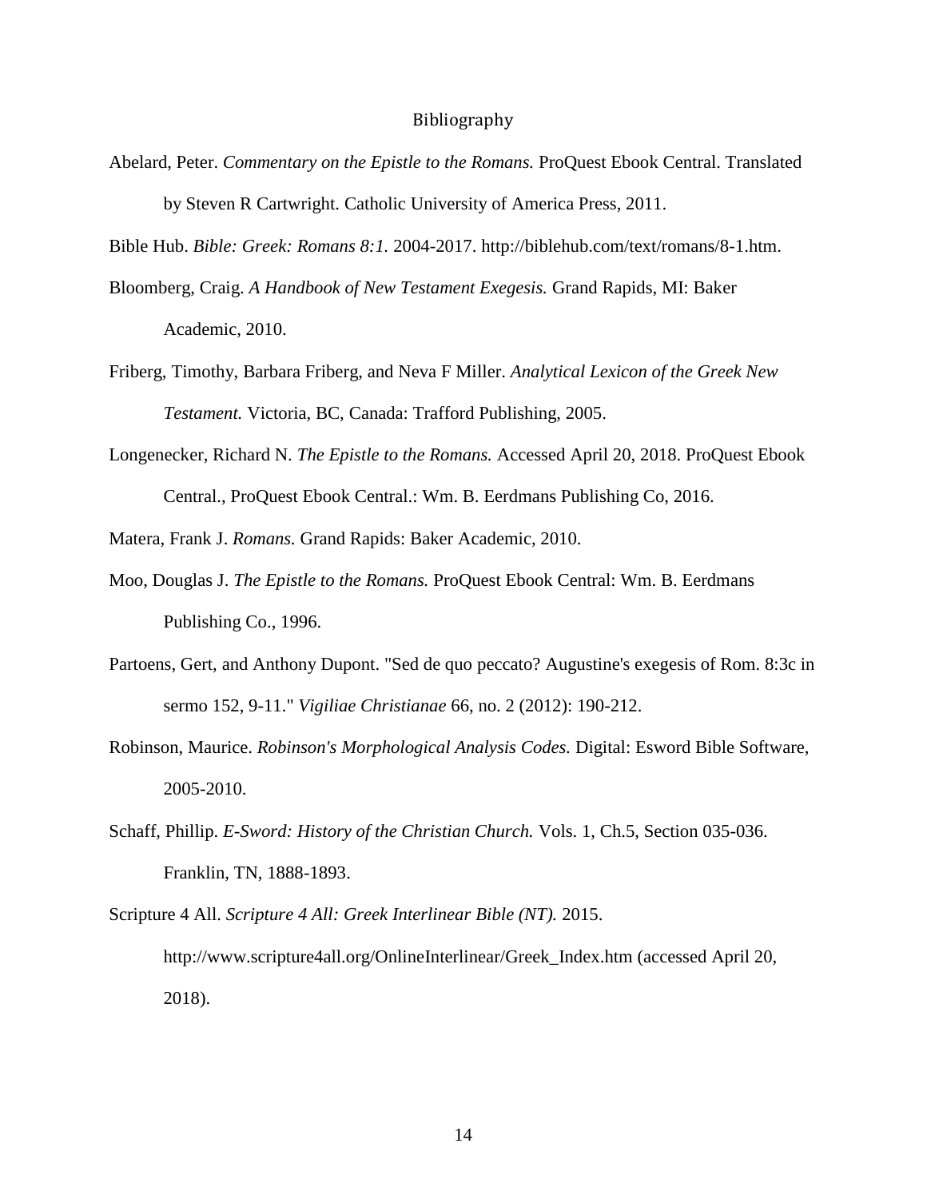# Bibliography

Abelard, Peter. *Commentary on the Epistle to the Romans.* ProQuest Ebook Central. Translated by Steven R Cartwright. Catholic University of America Press, 2011.

Bible Hub. *Bible: Greek: Romans 8:1.* 2004-2017. http://biblehub.com/text/romans/8-1.htm.

Bloomberg, Craig. *A Handbook of New Testament Exegesis.* Grand Rapids, MI: Baker Academic, 2010.

Friberg, Timothy, Barbara Friberg, and Neva F Miller. *Analytical Lexicon of the Greek New Testament.* Victoria, BC, Canada: Trafford Publishing, 2005.

Longenecker, Richard N. *The Epistle to the Romans.* Accessed April 20, 2018. ProQuest Ebook Central., ProQuest Ebook Central.: Wm. B. Eerdmans Publishing Co, 2016.

Matera, Frank J. *Romans.* Grand Rapids: Baker Academic, 2010.

Moo, Douglas J. *The Epistle to the Romans.* ProQuest Ebook Central: Wm. B. Eerdmans Publishing Co., 1996.

Partoens, Gert, and Anthony Dupont. "Sed de quo peccato? Augustine's exegesis of Rom. 8:3c in sermo 152, 9-11." *Vigiliae Christianae* 66, no. 2 (2012): 190-212.

Robinson, Maurice. *Robinson's Morphological Analysis Codes.* Digital: Esword Bible Software, 2005-2010.

Schaff, Phillip. *E-Sword: History of the Christian Church.* Vols. 1, Ch.5, Section 035-036. Franklin, TN, 1888-1893.

Scripture 4 All. *Scripture 4 All: Greek Interlinear Bible (NT).* 2015. http://www.scripture4all.org/OnlineInterlinear/Greek_Index.htm (accessed April 20, 2018).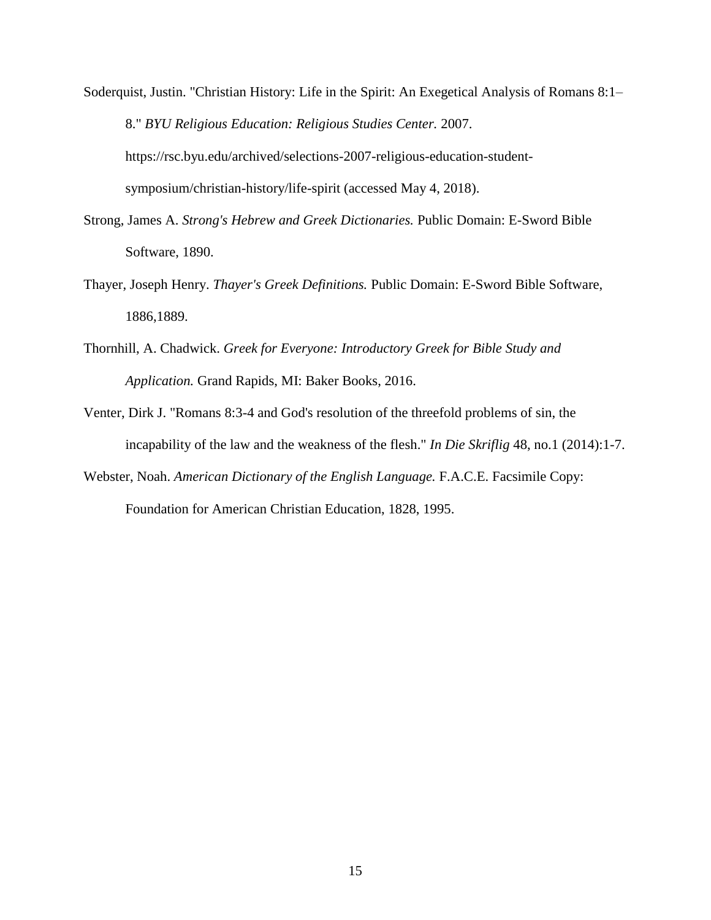Soderquist, Justin. "Christian History: Life in the Spirit: An Exegetical Analysis of Romans 8:1–8." *BYU Religious Education: Religious Studies Center.* 2007. https://rsc.byu.edu/archived/selections-2007-religious-education-student-symposium/christian-history/life-spirit (accessed May 4, 2018).

Strong, James A. *Strong's Hebrew and Greek Dictionaries.* Public Domain: E-Sword Bible Software, 1890.

Thayer, Joseph Henry. *Thayer's Greek Definitions.* Public Domain: E-Sword Bible Software, 1886,1889.

Thornhill, A. Chadwick. *Greek for Everyone: Introductory Greek for Bible Study and Application.* Grand Rapids, MI: Baker Books, 2016.

Venter, Dirk J. "Romans 8:3-4 and God's resolution of the threefold problems of sin, the incapability of the law and the weakness of the flesh." *In Die Skriflig* 48, no.1 (2014):1-7.

Webster, Noah. *American Dictionary of the English Language.* F.A.C.E. Facsimile Copy: Foundation for American Christian Education, 1828, 1995.